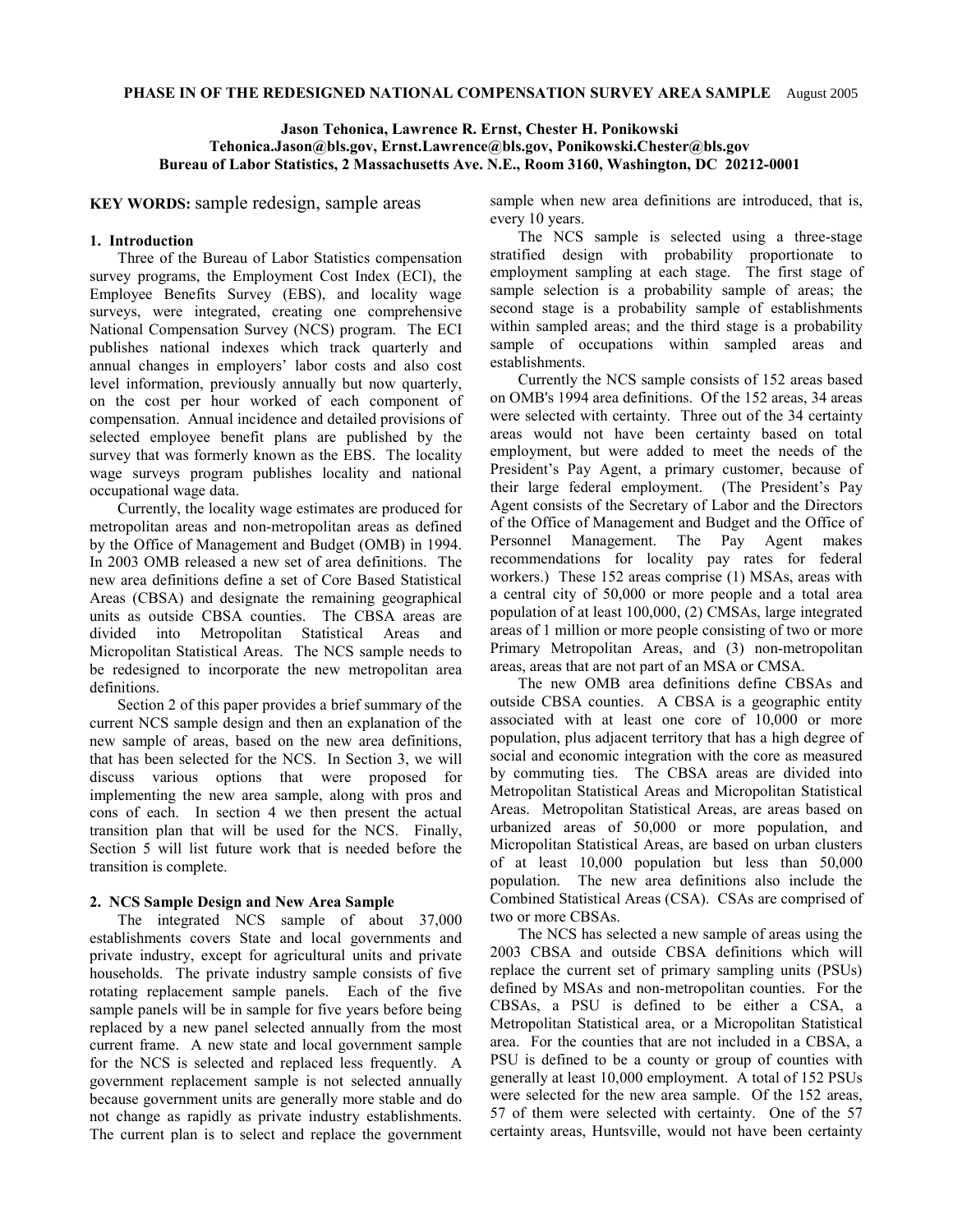# PHASE IN OF THE REDESIGNED NATIONAL COMPENSATION SURVEY AREA SAMPLE

August 2005

**Jason Tehonica, Lawrence R. Ernst, Chester H. Ponikowski**
**Tehonica.Jason@bls.gov, Ernst.Lawrence@bls.gov, Ponikowski.Chester@bls.gov**
**Bureau of Labor Statistics, 2 Massachusetts Ave. N.E., Room 3160, Washington, DC 20212-0001**

**KEY WORDS:** sample redesign, sample areas

## 1. Introduction

Three of the Bureau of Labor Statistics compensation survey programs, the Employment Cost Index (ECI), the Employee Benefits Survey (EBS), and locality wage surveys, were integrated, creating one comprehensive National Compensation Survey (NCS) program. The ECI publishes national indexes which track quarterly and annual changes in employers' labor costs and also cost level information, previously annually but now quarterly, on the cost per hour worked of each component of compensation. Annual incidence and detailed provisions of selected employee benefit plans are published by the survey that was formerly known as the EBS. The locality wage surveys program publishes locality and national occupational wage data.

Currently, the locality wage estimates are produced for metropolitan areas and non-metropolitan areas as defined by the Office of Management and Budget (OMB) in 1994. In 2003 OMB released a new set of area definitions. The new area definitions define a set of Core Based Statistical Areas (CBSA) and designate the remaining geographical units as outside CBSA counties. The CBSA areas are divided into Metropolitan Statistical Areas and Micropolitan Statistical Areas. The NCS sample needs to be redesigned to incorporate the new metropolitan area definitions.

Section 2 of this paper provides a brief summary of the current NCS sample design and then an explanation of the new sample of areas, based on the new area definitions, that has been selected for the NCS. In Section 3, we will discuss various options that were proposed for implementing the new area sample, along with pros and cons of each. In section 4 we then present the actual transition plan that will be used for the NCS. Finally, Section 5 will list future work that is needed before the transition is complete.

## 2. NCS Sample Design and New Area Sample

The integrated NCS sample of about 37,000 establishments covers State and local governments and private industry, except for agricultural units and private households. The private industry sample consists of five rotating replacement sample panels. Each of the five sample panels will be in sample for five years before being replaced by a new panel selected annually from the most current frame. A new state and local government sample for the NCS is selected and replaced less frequently. A government replacement sample is not selected annually because government units are generally more stable and do not change as rapidly as private industry establishments. The current plan is to select and replace the government sample when new area definitions are introduced, that is, every 10 years.

The NCS sample is selected using a three-stage stratified design with probability proportionate to employment sampling at each stage. The first stage of sample selection is a probability sample of areas; the second stage is a probability sample of establishments within sampled areas; and the third stage is a probability sample of occupations within sampled areas and establishments.

Currently the NCS sample consists of 152 areas based on OMB's 1994 area definitions. Of the 152 areas, 34 areas were selected with certainty. Three out of the 34 certainty areas would not have been certainty based on total employment, but were added to meet the needs of the President's Pay Agent, a primary customer, because of their large federal employment. (The President's Pay Agent consists of the Secretary of Labor and the Directors of the Office of Management and Budget and the Office of Personnel Management. The Pay Agent makes recommendations for locality pay rates for federal workers.) These 152 areas comprise (1) MSAs, areas with a central city of 50,000 or more people and a total area population of at least 100,000, (2) CMSAs, large integrated areas of 1 million or more people consisting of two or more Primary Metropolitan Areas, and (3) non-metropolitan areas, areas that are not part of an MSA or CMSA.

The new OMB area definitions define CBSAs and outside CBSA counties. A CBSA is a geographic entity associated with at least one core of 10,000 or more population, plus adjacent territory that has a high degree of social and economic integration with the core as measured by commuting ties. The CBSA areas are divided into Metropolitan Statistical Areas and Micropolitan Statistical Areas. Metropolitan Statistical Areas, are areas based on urbanized areas of 50,000 or more population, and Micropolitan Statistical Areas, are based on urban clusters of at least 10,000 population but less than 50,000 population. The new area definitions also include the Combined Statistical Areas (CSA). CSAs are comprised of two or more CBSAs.

The NCS has selected a new sample of areas using the 2003 CBSA and outside CBSA definitions which will replace the current set of primary sampling units (PSUs) defined by MSAs and non-metropolitan counties. For the CBSAs, a PSU is defined to be either a CSA, a Metropolitan Statistical area, or a Micropolitan Statistical area. For the counties that are not included in a CBSA, a PSU is defined to be a county or group of counties with generally at least 10,000 employment. A total of 152 PSUs were selected for the new area sample. Of the 152 areas, 57 of them were selected with certainty. One of the 57 certainty areas, Huntsville, would not have been certainty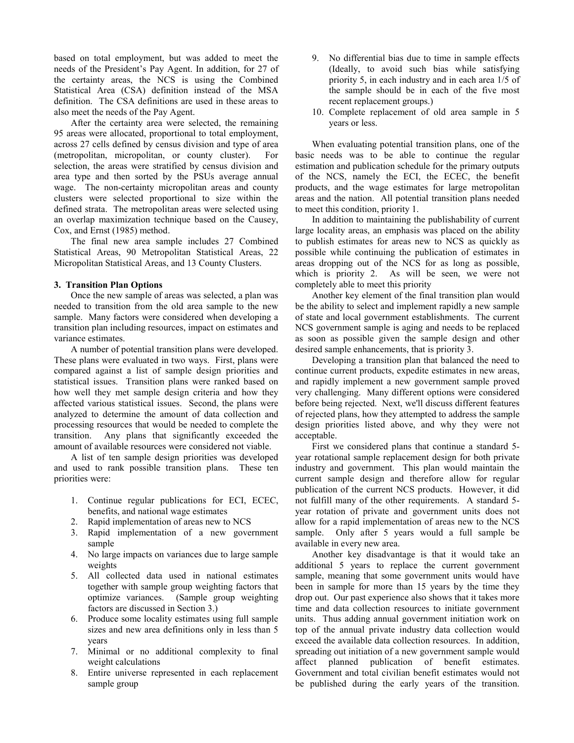based on total employment, but was added to meet the needs of the President's Pay Agent. In addition, for 27 of the certainty areas, the NCS is using the Combined Statistical Area (CSA) definition instead of the MSA definition. The CSA definitions are used in these areas to also meet the needs of the Pay Agent.

After the certainty area were selected, the remaining 95 areas were allocated, proportional to total employment, across 27 cells defined by census division and type of area (metropolitan, micropolitan, or county cluster). For selection, the areas were stratified by census division and area type and then sorted by the PSUs average annual wage. The non-certainty micropolitan areas and county clusters were selected proportional to size within the defined strata. The metropolitan areas were selected using an overlap maximization technique based on the Causey, Cox, and Ernst (1985) method.

The final new area sample includes 27 Combined Statistical Areas, 90 Metropolitan Statistical Areas, 22 Micropolitan Statistical Areas, and 13 County Clusters.

### 3. Transition Plan Options

Once the new sample of areas was selected, a plan was needed to transition from the old area sample to the new sample. Many factors were considered when developing a transition plan including resources, impact on estimates and variance estimates.

A number of potential transition plans were developed. These plans were evaluated in two ways. First, plans were compared against a list of sample design priorities and statistical issues. Transition plans were ranked based on how well they met sample design criteria and how they affected various statistical issues. Second, the plans were analyzed to determine the amount of data collection and processing resources that would be needed to complete the transition. Any plans that significantly exceeded the amount of available resources were considered not viable.

A list of ten sample design priorities was developed and used to rank possible transition plans. These ten priorities were:

1. Continue regular publications for ECI, ECEC, benefits, and national wage estimates
2. Rapid implementation of areas new to NCS
3. Rapid implementation of a new government sample
4. No large impacts on variances due to large sample weights
5. All collected data used in national estimates together with sample group weighting factors that optimize variances. (Sample group weighting factors are discussed in Section 3.)
6. Produce some locality estimates using full sample sizes and new area definitions only in less than 5 years
7. Minimal or no additional complexity to final weight calculations
8. Entire universe represented in each replacement sample group
9. No differential bias due to time in sample effects (Ideally, to avoid such bias while satisfying priority 5, in each industry and in each area 1/5 of the sample should be in each of the five most recent replacement groups.)
10. Complete replacement of old area sample in 5 years or less.

When evaluating potential transition plans, one of the basic needs was to be able to continue the regular estimation and publication schedule for the primary outputs of the NCS, namely the ECI, the ECEC, the benefit products, and the wage estimates for large metropolitan areas and the nation. All potential transition plans needed to meet this condition, priority 1.

In addition to maintaining the publishability of current large locality areas, an emphasis was placed on the ability to publish estimates for areas new to NCS as quickly as possible while continuing the publication of estimates in areas dropping out of the NCS for as long as possible, which is priority 2. As will be seen, we were not completely able to meet this priority

Another key element of the final transition plan would be the ability to select and implement rapidly a new sample of state and local government establishments. The current NCS government sample is aging and needs to be replaced as soon as possible given the sample design and other desired sample enhancements, that is priority 3.

Developing a transition plan that balanced the need to continue current products, expedite estimates in new areas, and rapidly implement a new government sample proved very challenging. Many different options were considered before being rejected. Next, we'll discuss different features of rejected plans, how they attempted to address the sample design priorities listed above, and why they were not acceptable.

First we considered plans that continue a standard 5-year rotational sample replacement design for both private industry and government. This plan would maintain the current sample design and therefore allow for regular publication of the current NCS products. However, it did not fulfill many of the other requirements. A standard 5-year rotation of private and government units does not allow for a rapid implementation of areas new to the NCS sample. Only after 5 years would a full sample be available in every new area.

Another key disadvantage is that it would take an additional 5 years to replace the current government sample, meaning that some government units would have been in sample for more than 15 years by the time they drop out. Our past experience also shows that it takes more time and data collection resources to initiate government units. Thus adding annual government initiation work on top of the annual private industry data collection would exceed the available data collection resources. In addition, spreading out initiation of a new government sample would affect planned publication of benefit estimates. Government and total civilian benefit estimates would not be published during the early years of the transition.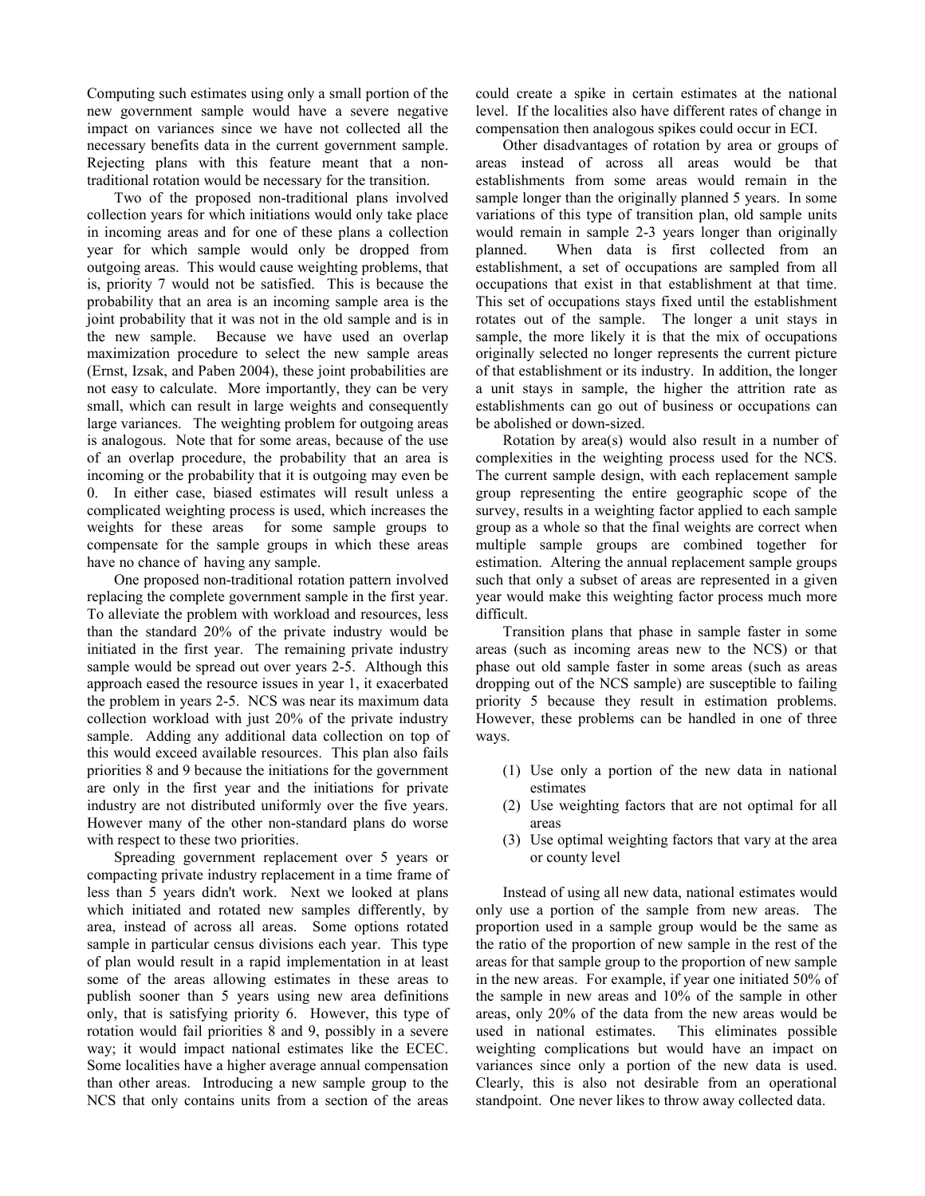Computing such estimates using only a small portion of the new government sample would have a severe negative impact on variances since we have not collected all the necessary benefits data in the current government sample. Rejecting plans with this feature meant that a non-traditional rotation would be necessary for the transition.

Two of the proposed non-traditional plans involved collection years for which initiations would only take place in incoming areas and for one of these plans a collection year for which sample would only be dropped from outgoing areas. This would cause weighting problems, that is, priority 7 would not be satisfied. This is because the probability that an area is an incoming sample area is the joint probability that it was not in the old sample and is in the new sample. Because we have used an overlap maximization procedure to select the new sample areas (Ernst, Izsak, and Paben 2004), these joint probabilities are not easy to calculate. More importantly, they can be very small, which can result in large weights and consequently large variances. The weighting problem for outgoing areas is analogous. Note that for some areas, because of the use of an overlap procedure, the probability that an area is incoming or the probability that it is outgoing may even be 0. In either case, biased estimates will result unless a complicated weighting process is used, which increases the weights for these areas for some sample groups to compensate for the sample groups in which these areas have no chance of having any sample.

One proposed non-traditional rotation pattern involved replacing the complete government sample in the first year. To alleviate the problem with workload and resources, less than the standard 20% of the private industry would be initiated in the first year. The remaining private industry sample would be spread out over years 2-5. Although this approach eased the resource issues in year 1, it exacerbated the problem in years 2-5. NCS was near its maximum data collection workload with just 20% of the private industry sample. Adding any additional data collection on top of this would exceed available resources. This plan also fails priorities 8 and 9 because the initiations for the government are only in the first year and the initiations for private industry are not distributed uniformly over the five years. However many of the other non-standard plans do worse with respect to these two priorities.

Spreading government replacement over 5 years or compacting private industry replacement in a time frame of less than 5 years didn't work. Next we looked at plans which initiated and rotated new samples differently, by area, instead of across all areas. Some options rotated sample in particular census divisions each year. This type of plan would result in a rapid implementation in at least some of the areas allowing estimates in these areas to publish sooner than 5 years using new area definitions only, that is satisfying priority 6. However, this type of rotation would fail priorities 8 and 9, possibly in a severe way; it would impact national estimates like the ECEC. Some localities have a higher average annual compensation than other areas. Introducing a new sample group to the NCS that only contains units from a section of the areas could create a spike in certain estimates at the national level. If the localities also have different rates of change in compensation then analogous spikes could occur in ECI.

Other disadvantages of rotation by area or groups of areas instead of across all areas would be that establishments from some areas would remain in the sample longer than the originally planned 5 years. In some variations of this type of transition plan, old sample units would remain in sample 2-3 years longer than originally planned. When data is first collected from an establishment, a set of occupations are sampled from all occupations that exist in that establishment at that time. This set of occupations stays fixed until the establishment rotates out of the sample. The longer a unit stays in sample, the more likely it is that the mix of occupations originally selected no longer represents the current picture of that establishment or its industry. In addition, the longer a unit stays in sample, the higher the attrition rate as establishments can go out of business or occupations can be abolished or down-sized.

Rotation by area(s) would also result in a number of complexities in the weighting process used for the NCS. The current sample design, with each replacement sample group representing the entire geographic scope of the survey, results in a weighting factor applied to each sample group as a whole so that the final weights are correct when multiple sample groups are combined together for estimation. Altering the annual replacement sample groups such that only a subset of areas are represented in a given year would make this weighting factor process much more difficult.

Transition plans that phase in sample faster in some areas (such as incoming areas new to the NCS) or that phase out old sample faster in some areas (such as areas dropping out of the NCS sample) are susceptible to failing priority 5 because they result in estimation problems. However, these problems can be handled in one of three ways.

1. Use only a portion of the new data in national estimates
2. Use weighting factors that are not optimal for all areas
3. Use optimal weighting factors that vary at the area or county level

Instead of using all new data, national estimates would only use a portion of the sample from new areas. The proportion used in a sample group would be the same as the ratio of the proportion of new sample in the rest of the areas for that sample group to the proportion of new sample in the new areas. For example, if year one initiated 50% of the sample in new areas and 10% of the sample in other areas, only 20% of the data from the new areas would be used in national estimates. This eliminates possible weighting complications but would have an impact on variances since only a portion of the new data is used. Clearly, this is also not desirable from an operational standpoint. One never likes to throw away collected data.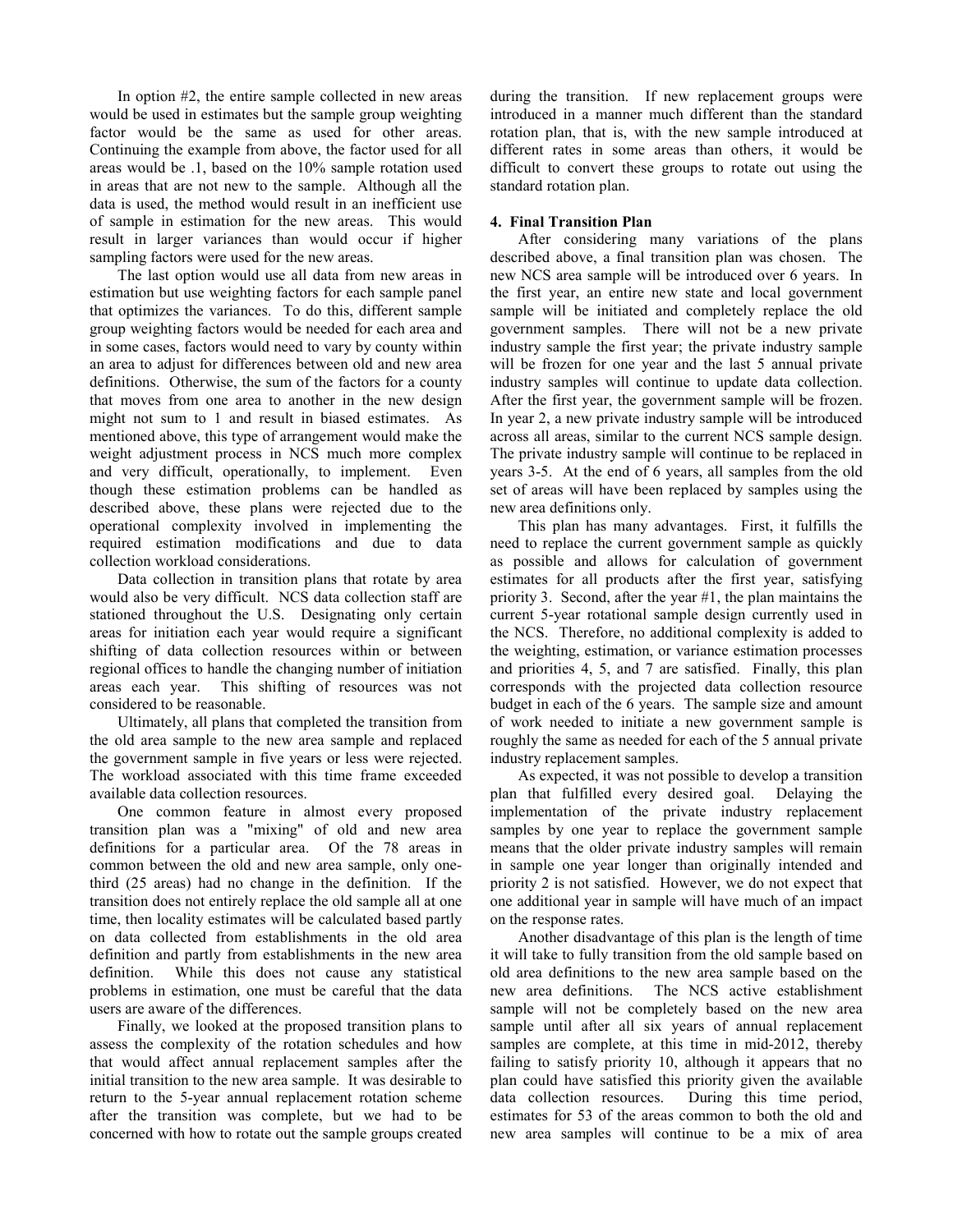In option #2, the entire sample collected in new areas would be used in estimates but the sample group weighting factor would be the same as used for other areas. Continuing the example from above, the factor used for all areas would be .1, based on the 10% sample rotation used in areas that are not new to the sample. Although all the data is used, the method would result in an inefficient use of sample in estimation for the new areas. This would result in larger variances than would occur if higher sampling factors were used for the new areas.

The last option would use all data from new areas in estimation but use weighting factors for each sample panel that optimizes the variances. To do this, different sample group weighting factors would be needed for each area and in some cases, factors would need to vary by county within an area to adjust for differences between old and new area definitions. Otherwise, the sum of the factors for a county that moves from one area to another in the new design might not sum to 1 and result in biased estimates. As mentioned above, this type of arrangement would make the weight adjustment process in NCS much more complex and very difficult, operationally, to implement. Even though these estimation problems can be handled as described above, these plans were rejected due to the operational complexity involved in implementing the required estimation modifications and due to data collection workload considerations.

Data collection in transition plans that rotate by area would also be very difficult. NCS data collection staff are stationed throughout the U.S. Designating only certain areas for initiation each year would require a significant shifting of data collection resources within or between regional offices to handle the changing number of initiation areas each year. This shifting of resources was not considered to be reasonable.

Ultimately, all plans that completed the transition from the old area sample to the new area sample and replaced the government sample in five years or less were rejected. The workload associated with this time frame exceeded available data collection resources.

One common feature in almost every proposed transition plan was a "mixing" of old and new area definitions for a particular area. Of the 78 areas in common between the old and new area sample, only one-third (25 areas) had no change in the definition. If the transition does not entirely replace the old sample all at one time, then locality estimates will be calculated based partly on data collected from establishments in the old area definition and partly from establishments in the new area definition. While this does not cause any statistical problems in estimation, one must be careful that the data users are aware of the differences.

Finally, we looked at the proposed transition plans to assess the complexity of the rotation schedules and how that would affect annual replacement samples after the initial transition to the new area sample. It was desirable to return to the 5-year annual replacement rotation scheme after the transition was complete, but we had to be concerned with how to rotate out the sample groups created during the transition. If new replacement groups were introduced in a manner much different than the standard rotation plan, that is, with the new sample introduced at different rates in some areas than others, it would be difficult to convert these groups to rotate out using the standard rotation plan.

## 4. Final Transition Plan

After considering many variations of the plans described above, a final transition plan was chosen. The new NCS area sample will be introduced over 6 years. In the first year, an entire new state and local government sample will be initiated and completely replace the old government samples. There will not be a new private industry sample the first year; the private industry sample will be frozen for one year and the last 5 annual private industry samples will continue to update data collection. After the first year, the government sample will be frozen. In year 2, a new private industry sample will be introduced across all areas, similar to the current NCS sample design. The private industry sample will continue to be replaced in years 3-5. At the end of 6 years, all samples from the old set of areas will have been replaced by samples using the new area definitions only.

This plan has many advantages. First, it fulfills the need to replace the current government sample as quickly as possible and allows for calculation of government estimates for all products after the first year, satisfying priority 3. Second, after the year #1, the plan maintains the current 5-year rotational sample design currently used in the NCS. Therefore, no additional complexity is added to the weighting, estimation, or variance estimation processes and priorities 4, 5, and 7 are satisfied. Finally, this plan corresponds with the projected data collection resource budget in each of the 6 years. The sample size and amount of work needed to initiate a new government sample is roughly the same as needed for each of the 5 annual private industry replacement samples.

As expected, it was not possible to develop a transition plan that fulfilled every desired goal. Delaying the implementation of the private industry replacement samples by one year to replace the government sample means that the older private industry samples will remain in sample one year longer than originally intended and priority 2 is not satisfied. However, we do not expect that one additional year in sample will have much of an impact on the response rates.

Another disadvantage of this plan is the length of time it will take to fully transition from the old sample based on old area definitions to the new area sample based on the new area definitions. The NCS active establishment sample will not be completely based on the new area sample until after all six years of annual replacement samples are complete, at this time in mid-2012, thereby failing to satisfy priority 10, although it appears that no plan could have satisfied this priority given the available data collection resources. During this time period, estimates for 53 of the areas common to both the old and new area samples will continue to be a mix of area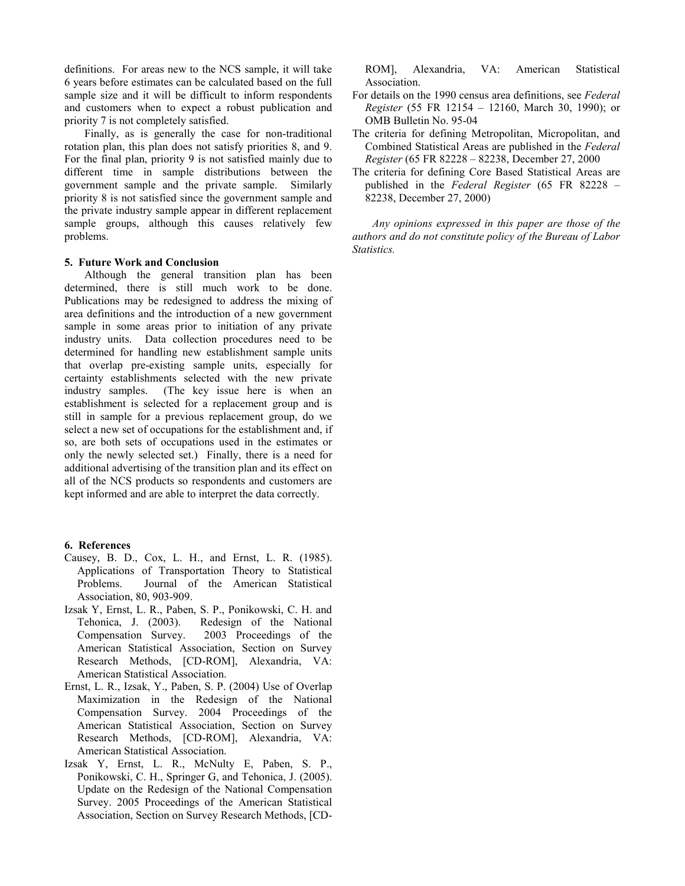definitions. For areas new to the NCS sample, it will take 6 years before estimates can be calculated based on the full sample size and it will be difficult to inform respondents and customers when to expect a robust publication and priority 7 is not completely satisfied.

Finally, as is generally the case for non-traditional rotation plan, this plan does not satisfy priorities 8, and 9. For the final plan, priority 9 is not satisfied mainly due to different time in sample distributions between the government sample and the private sample. Similarly priority 8 is not satisfied since the government sample and the private industry sample appear in different replacement sample groups, although this causes relatively few problems.

## 5. Future Work and Conclusion

Although the general transition plan has been determined, there is still much work to be done. Publications may be redesigned to address the mixing of area definitions and the introduction of a new government sample in some areas prior to initiation of any private industry units. Data collection procedures need to be determined for handling new establishment sample units that overlap pre-existing sample units, especially for certainty establishments selected with the new private industry samples. (The key issue here is when an establishment is selected for a replacement group and is still in sample for a previous replacement group, do we select a new set of occupations for the establishment and, if so, are both sets of occupations used in the estimates or only the newly selected set.) Finally, there is a need for additional advertising of the transition plan and its effect on all of the NCS products so respondents and customers are kept informed and are able to interpret the data correctly.

## 6. References

Causey, B. D., Cox, L. H., and Ernst, L. R. (1985). Applications of Transportation Theory to Statistical Problems. Journal of the American Statistical Association, 80, 903-909.

Izsak Y, Ernst, L. R., Paben, S. P., Ponikowski, C. H. and Tehonica, J. (2003). Redesign of the National Compensation Survey. 2003 Proceedings of the American Statistical Association, Section on Survey Research Methods, [CD-ROM], Alexandria, VA: American Statistical Association.

Ernst, L. R., Izsak, Y., Paben, S. P. (2004) Use of Overlap Maximization in the Redesign of the National Compensation Survey. 2004 Proceedings of the American Statistical Association, Section on Survey Research Methods, [CD-ROM], Alexandria, VA: American Statistical Association.

Izsak Y, Ernst, L. R., McNulty E, Paben, S. P., Ponikowski, C. H., Springer G, and Tehonica, J. (2005). Update on the Redesign of the National Compensation Survey. 2005 Proceedings of the American Statistical Association, Section on Survey Research Methods, [CD-ROM], Alexandria, VA: American Statistical Association.

For details on the 1990 census area definitions, see *Federal Register* (55 FR 12154 – 12160, March 30, 1990); or OMB Bulletin No. 95-04

The criteria for defining Metropolitan, Micropolitan, and Combined Statistical Areas are published in the *Federal Register* (65 FR 82228 – 82238, December 27, 2000

The criteria for defining Core Based Statistical Areas are published in the *Federal Register* (65 FR 82228 – 82238, December 27, 2000)

*Any opinions expressed in this paper are those of the authors and do not constitute policy of the Bureau of Labor Statistics.*